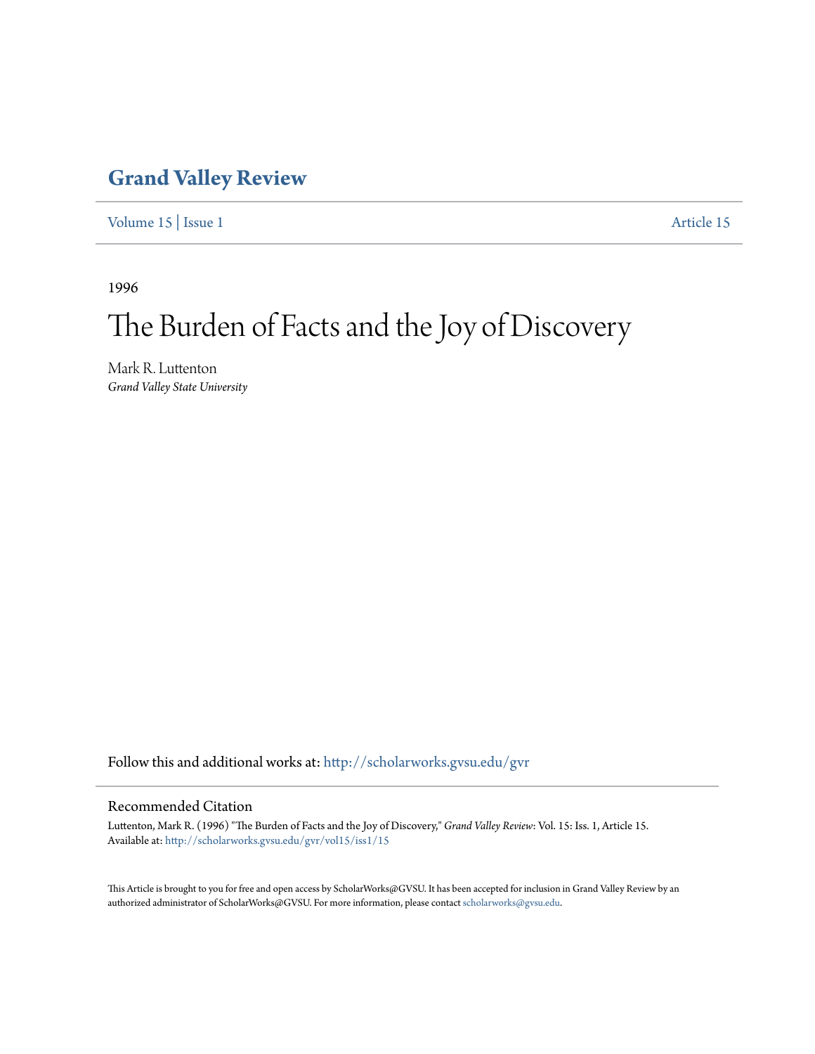# Grand Valley Review

Volume 15 | Issue 1 Article 15

1996

# The Burden of Facts and the Joy of Discovery

Mark R. Luttenton
*Grand Valley State University*

Follow this and additional works at: http://scholarworks.gvsu.edu/gvr

## Recommended Citation

Luttenton, Mark R. (1996) "The Burden of Facts and the Joy of Discovery," *Grand Valley Review*: Vol. 15: Iss. 1, Article 15.
Available at: http://scholarworks.gvsu.edu/gvr/vol15/iss1/15

This Article is brought to you for free and open access by ScholarWorks@GVSU. It has been accepted for inclusion in Grand Valley Review by an authorized administrator of ScholarWorks@GVSU. For more information, please contact scholarworks@gvsu.edu.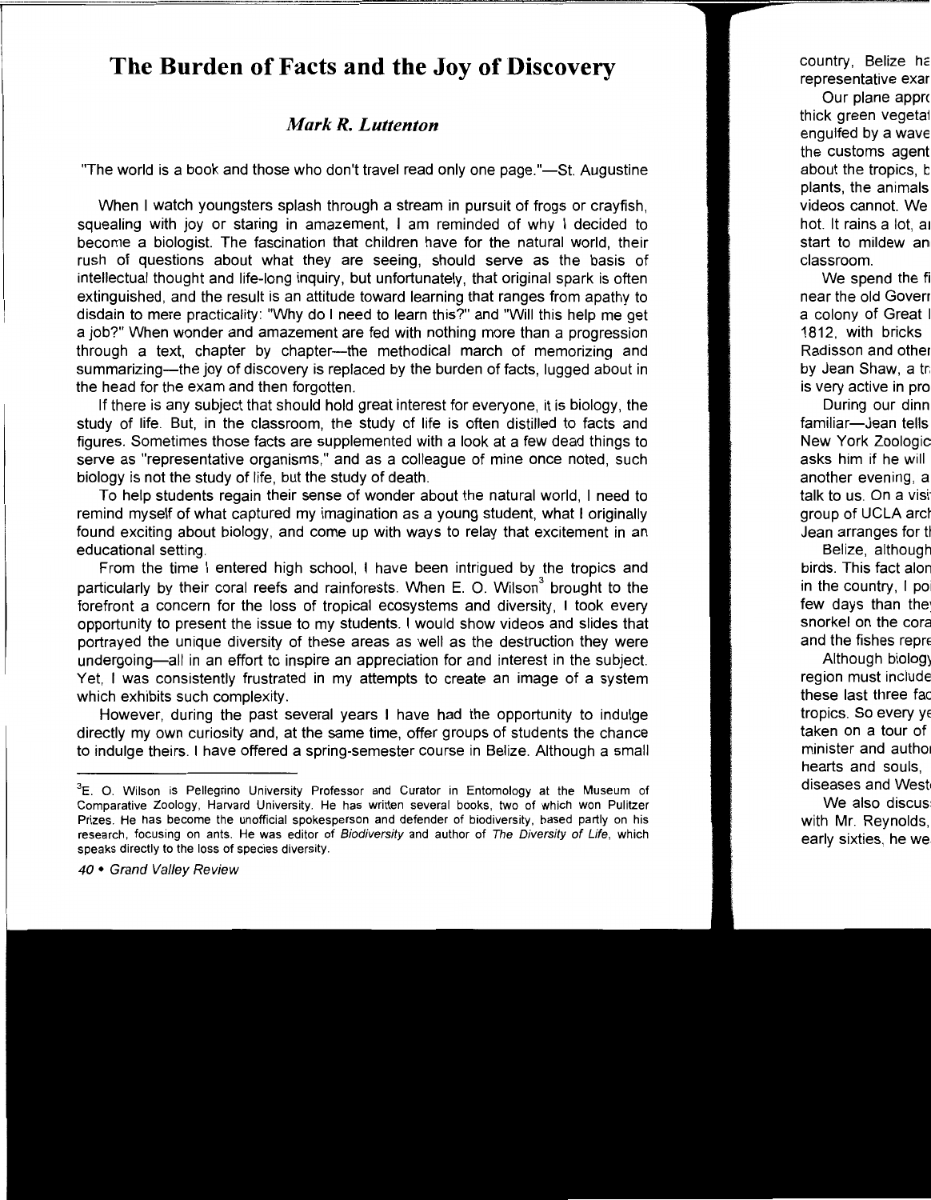# The Burden of Facts and the Joy of Discovery

## *Mark R. Luttenton*

"The world is a book and those who don't travel read only one page."—St. Augustine

When I watch youngsters splash through a stream in pursuit of frogs or crayfish, squealing with joy or staring in amazement, I am reminded of why I decided to become a biologist. The fascination that children have for the natural world, their rush of questions about what they are seeing, should serve as the basis of intellectual thought and life-long inquiry, but unfortunately, that original spark is often extinguished, and the result is an attitude toward learning that ranges from apathy to disdain to mere practicality: "Why do I need to learn this?" and "Will this help me get a job?" When wonder and amazement are fed with nothing more than a progression through a text, chapter by chapter—the methodical march of memorizing and summarizing—the joy of discovery is replaced by the burden of facts, lugged about in the head for the exam and then forgotten.

If there is any subject that should hold great interest for everyone, it is biology, the study of life. But, in the classroom, the study of life is often distilled to facts and figures. Sometimes those facts are supplemented with a look at a few dead things to serve as "representative organisms," and as a colleague of mine once noted, such biology is not the study of life, but the study of death.

To help students regain their sense of wonder about the natural world, I need to remind myself of what captured my imagination as a young student, what I originally found exciting about biology, and come up with ways to relay that excitement in an educational setting.

From the time I entered high school, I have been intrigued by the tropics and particularly by their coral reefs and rainforests. When E. O. Wilson[3] brought to the forefront a concern for the loss of tropical ecosystems and diversity, I took every opportunity to present the issue to my students. I would show videos and slides that portrayed the unique diversity of these areas as well as the destruction they were undergoing—all in an effort to inspire an appreciation for and interest in the subject. Yet, I was consistently frustrated in my attempts to create an image of a system which exhibits such complexity.

However, during the past several years I have had the opportunity to indulge directly my own curiosity and, at the same time, offer groups of students the chance to indulge theirs. I have offered a spring-semester course in Belize. Although a small

---

[3]E. O. Wilson is Pellegrino University Professor and Curator in Entomology at the Museum of Comparative Zoology, Harvard University. He has written several books, two of which won Pulitzer Prizes. He has become the unofficial spokesperson and defender of biodiversity, based partly on his research, focusing on ants. He was editor of *Biodiversity* and author of *The Diversity of Life*, which speaks directly to the loss of species diversity.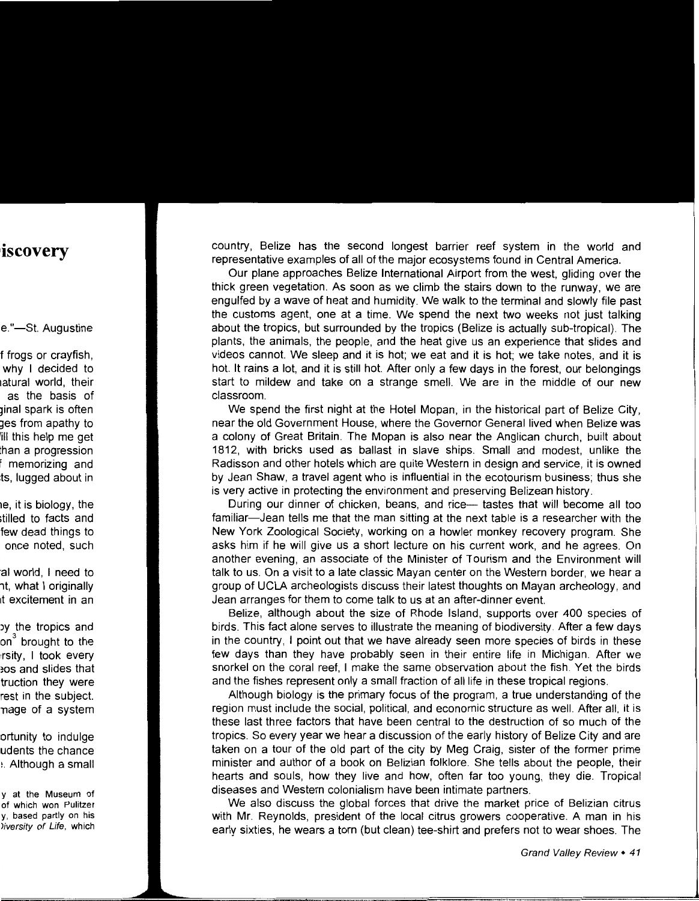country, Belize has the second longest barrier reef system in the world and representative examples of all of the major ecosystems found in Central America.

Our plane approaches Belize International Airport from the west, gliding over the thick green vegetation. As soon as we climb the stairs down to the runway, we are engulfed by a wave of heat and humidity. We walk to the terminal and slowly file past the customs agent, one at a time. We spend the next two weeks not just talking about the tropics, but surrounded by the tropics (Belize is actually sub-tropical). The plants, the animals, the people, and the heat give us an experience that slides and videos cannot. We sleep and it is hot; we eat and it is hot; we take notes, and it is hot. It rains a lot, and it is still hot. After only a few days in the forest, our belongings start to mildew and take on a strange smell. We are in the middle of our new classroom.

We spend the first night at the Hotel Mopan, in the historical part of Belize City, near the old Government House, where the Governor General lived when Belize was a colony of Great Britain. The Mopan is also near the Anglican church, built about 1812, with bricks used as ballast in slave ships. Small and modest, unlike the Radisson and other hotels which are quite Western in design and service, it is owned by Jean Shaw, a travel agent who is influential in the ecotourism business; thus she is very active in protecting the environment and preserving Belizean history.

During our dinner of chicken, beans, and rice— tastes that will become all too familiar—Jean tells me that the man sitting at the next table is a researcher with the New York Zoological Society, working on a howler monkey recovery program. She asks him if he will give us a short lecture on his current work, and he agrees. On another evening, an associate of the Minister of Tourism and the Environment will talk to us. On a visit to a late classic Mayan center on the Western border, we hear a group of UCLA archeologists discuss their latest thoughts on Mayan archeology, and Jean arranges for them to come talk to us at an after-dinner event.

Belize, although about the size of Rhode Island, supports over 400 species of birds. This fact alone serves to illustrate the meaning of biodiversity. After a few days in the country, I point out that we have already seen more species of birds in these few days than they have probably seen in their entire life in Michigan. After we snorkel on the coral reef, I make the same observation about the fish. Yet the birds and the fishes represent only a small fraction of all life in these tropical regions.

Although biology is the primary focus of the program, a true understanding of the region must include the social, political, and economic structure as well. After all, it is these last three factors that have been central to the destruction of so much of the tropics. So every year we hear a discussion of the early history of Belize City and are taken on a tour of the old part of the city by Meg Craig, sister of the former prime minister and author of a book on Belizian folklore. She tells about the people, their hearts and souls, how they live and how, often far too young, they die. Tropical diseases and Western colonialism have been intimate partners.

We also discuss the global forces that drive the market price of Belizian citrus with Mr. Reynolds, president of the local citrus growers cooperative. A man in his early sixties, he wears a torn (but clean) tee-shirt and prefers not to wear shoes. The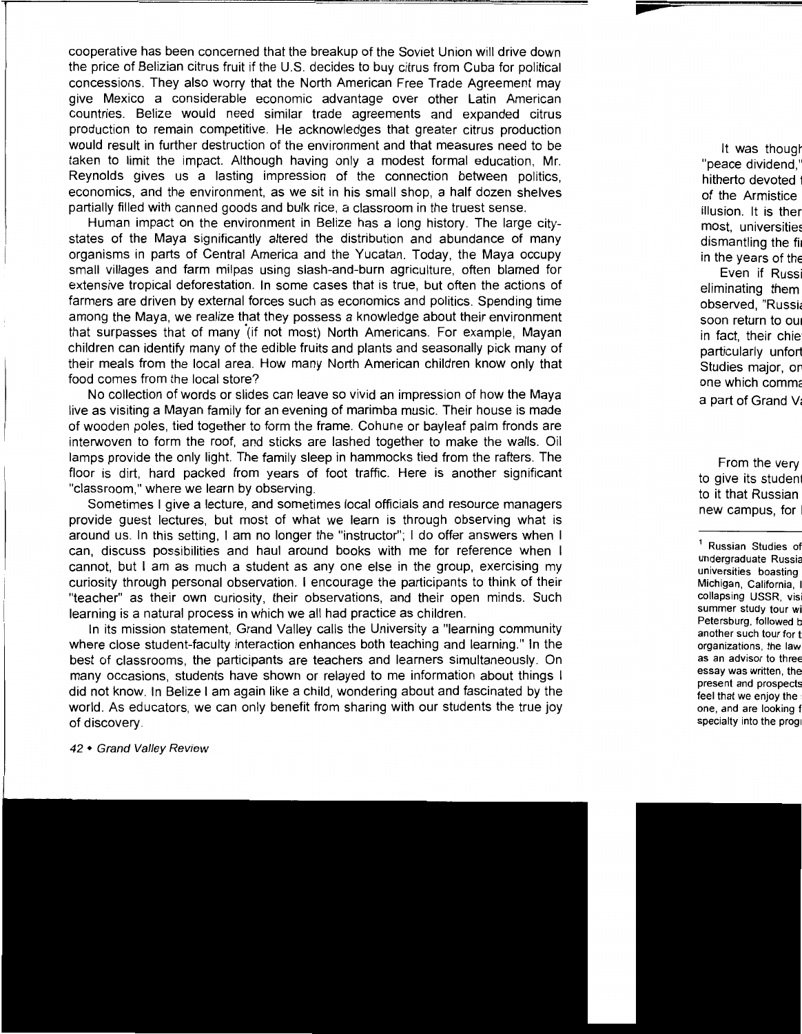cooperative has been concerned that the breakup of the Soviet Union will drive down the price of Belizian citrus fruit if the U.S. decides to buy citrus from Cuba for political concessions. They also worry that the North American Free Trade Agreement may give Mexico a considerable economic advantage over other Latin American countries. Belize would need similar trade agreements and expanded citrus production to remain competitive. He acknowledges that greater citrus production would result in further destruction of the environment and that measures need to be taken to limit the impact. Although having only a modest formal education, Mr. Reynolds gives us a lasting impression of the connection between politics, economics, and the environment, as we sit in his small shop, a half dozen shelves partially filled with canned goods and bulk rice, a classroom in the truest sense.

Human impact on the environment in Belize has a long history. The large city-states of the Maya significantly altered the distribution and abundance of many organisms in parts of Central America and the Yucatan. Today, the Maya occupy small villages and farm milpas using slash-and-burn agriculture, often blamed for extensive tropical deforestation. In some cases that is true, but often the actions of farmers are driven by external forces such as economics and politics. Spending time among the Maya, we realize that they possess a knowledge about their environment that surpasses that of many (if not most) North Americans. For example, Mayan children can identify many of the edible fruits and plants and seasonally pick many of their meals from the local area. How many North American children know only that food comes from the local store?

No collection of words or slides can leave so vivid an impression of how the Maya live as visiting a Mayan family for an evening of marimba music. Their house is made of wooden poles, tied together to form the frame. Cohune or bayleaf palm fronds are interwoven to form the roof, and sticks are lashed together to make the walls. Oil lamps provide the only light. The family sleep in hammocks tied from the rafters. The floor is dirt, hard packed from years of foot traffic. Here is another significant "classroom," where we learn by observing.

Sometimes I give a lecture, and sometimes local officials and resource managers provide guest lectures, but most of what we learn is through observing what is around us. In this setting, I am no longer the "instructor"; I do offer answers when I can, discuss possibilities and haul around books with me for reference when I cannot, but I am as much a student as any one else in the group, exercising my curiosity through personal observation. I encourage the participants to think of their "teacher" as their own curiosity, their observations, and their open minds. Such learning is a natural process in which we all had practice as children.

In its mission statement, Grand Valley calls the University a "learning community where close student-faculty interaction enhances both teaching and learning." In the best of classrooms, the participants are teachers and learners simultaneously. On many occasions, students have shown or relayed to me information about things I did not know. In Belize I am again like a child, wondering about and fascinated by the world. As educators, we can only benefit from sharing with our students the true joy of discovery.